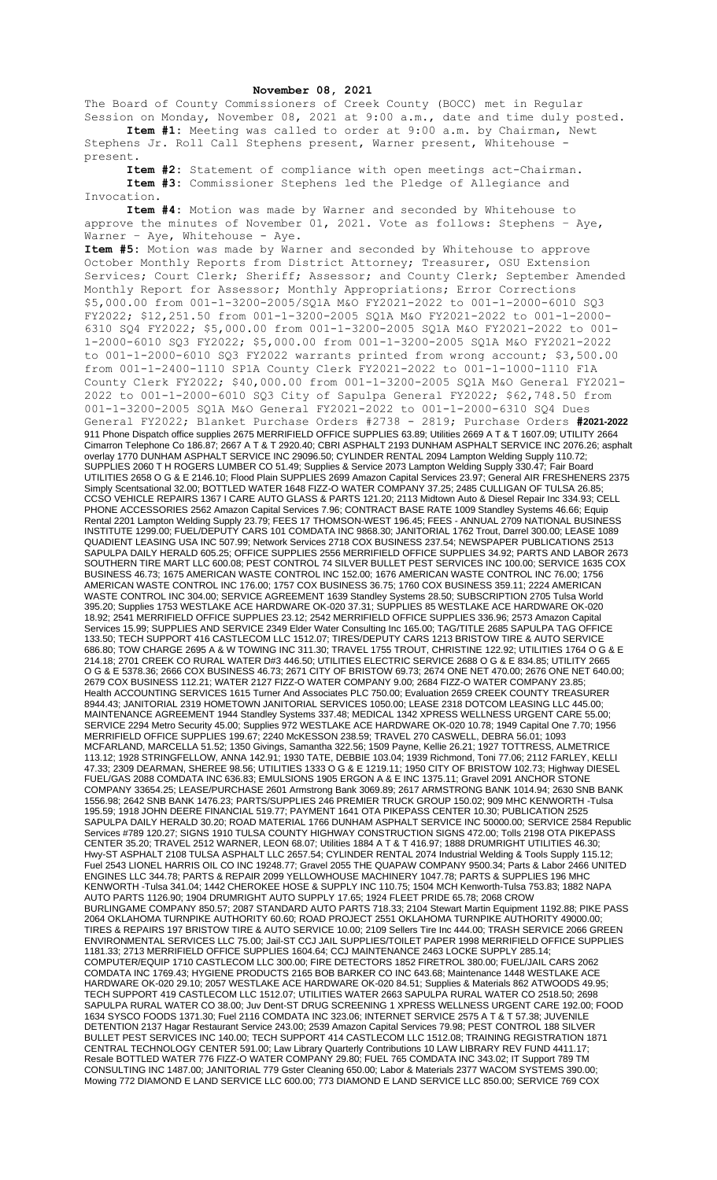**November 08, 2021**

The Board of County Commissioners of Creek County (BOCC) met in Regular Session on Monday, November 08, 2021 at 9:00 a.m., date and time duly posted.

**Item #1:** Meeting was called to order at 9:00 a.m. by Chairman, Newt Stephens Jr. Roll Call Stephens present, Warner present, Whitehouse - present.

**Item #2:** Statement of compliance with open meetings act-Chairman.

**Item #3:** Commissioner Stephens led the Pledge of Allegiance and Invocation.

**Item #4:** Motion was made by Warner and seconded by Whitehouse to approve the minutes of November 01, 2021. Vote as follows: Stephens – Aye, Warner – Aye, Whitehouse - Aye.

**Item #5:** Motion was made by Warner and seconded by Whitehouse to approve October Monthly Reports from District Attorney; Treasurer, OSU Extension Services; Court Clerk; Sheriff; Assessor; and County Clerk; September Amended Monthly Report for Assessor; Monthly Appropriations; Error Corrections $5,000.00 from 001-1-3200-2005/SQ1A M&O FY2021-2022 to 001-1-2000-6010 SQ3 FY2022; $12,251.50 from 001-1-3200-2005 SQ1A M&O FY2021-2022 to 001-1-2000-6310 SQ4 FY2022; $5,000.00 from 001-1-3200-2005 SQ1A M&O FY2021-2022 to 001-1-2000-6010 SQ3 FY2022; $5,000.00 from 001-1-3200-2005 SQ1A M&O FY2021-2022 to 001-1-2000-6010 SQ3 FY2022 warrants printed from wrong account; $3,500.00 from 001-1-2400-1110 SP1A County Clerk FY2021-2022 to 001-1-1000-1110 F1A County Clerk FY2022; $40,000.00 from 001-1-3200-2005 SQ1A M&O General FY2021-2022 to 001-1-2000-6010 SQ3 City of Sapulpa General FY2022; $62,748.50 from 001-1-3200-2005 SQ1A M&O General FY2021-2022 to 001-1-2000-6310 SQ4 Dues General FY2022; Blanket Purchase Orders #2738 - 2819; Purchase Orders **#2021-2022** 911 Phone Dispatch office supplies 2675 MERRIFIELD OFFICE SUPPLIES 63.89; Utilities 2669 A T & T 1607.09; UTILITY 2664 Cimarron Telephone Co 186.87; 2667 A T & T 2920.40; CBRI ASPHALT 2193 DUNHAM ASPHALT SERVICE INC 2076.26; asphalt overlay 1770 DUNHAM ASPHALT SERVICE INC 29096.50; CYLINDER RENTAL 2094 Lampton Welding Supply 110.72; SUPPLIES 2060 T H ROGERS LUMBER CO 51.49; Supplies & Service 2073 Lampton Welding Supply 330.47; Fair Board UTILITIES 2658 O G & E 2146.10; Flood Plain SUPPLIES 2699 Amazon Capital Services 23.97; General AIR FRESHENERS 2375 Simply Scentsational 32.00; BOTTLED WATER 1648 FIZZ-O WATER COMPANY 37.25; 2485 CULLIGAN OF TULSA 26.85; CCSO VEHICLE REPAIRS 1367 I CARE AUTO GLASS & PARTS 121.20; 2113 Midtown Auto & Diesel Repair Inc 334.93; CELL PHONE ACCESSORIES 2562 Amazon Capital Services 7.96; CONTRACT BASE RATE 1009 Standley Systems 46.66; Equip Rental 2201 Lampton Welding Supply 23.79; FEES 17 THOMSON-WEST 196.45; FEES - ANNUAL 2709 NATIONAL BUSINESS INSTITUTE 1299.00; FUEL/DEPUTY CARS 101 COMDATA INC 9868.30; JANITORIAL 1762 Trout, Darrel 300.00; LEASE 1089 QUADIENT LEASING USA INC 507.99; Network Services 2718 COX BUSINESS 237.54; NEWSPAPER PUBLICATIONS 2513 SAPULPA DAILY HERALD 605.25; OFFICE SUPPLIES 2556 MERRIFIELD OFFICE SUPPLIES 34.92; PARTS AND LABOR 2673 SOUTHERN TIRE MART LLC 600.08; PEST CONTROL 74 SILVER BULLET PEST SERVICES INC 100.00; SERVICE 1635 COX BUSINESS 46.73; 1675 AMERICAN WASTE CONTROL INC 152.00; 1676 AMERICAN WASTE CONTROL INC 76.00; 1756 AMERICAN WASTE CONTROL INC 176.00; 1757 COX BUSINESS 36.75; 1760 COX BUSINESS 359.11; 2224 AMERICAN WASTE CONTROL INC 304.00; SERVICE AGREEMENT 1639 Standley Systems 28.50; SUBSCRIPTION 2705 Tulsa World 395.20; Supplies 1753 WESTLAKE ACE HARDWARE OK-020 37.31; SUPPLIES 85 WESTLAKE ACE HARDWARE OK-020 18.92; 2541 MERRIFIELD OFFICE SUPPLIES 23.12; 2542 MERRIFIELD OFFICE SUPPLIES 336.96; 2573 Amazon Capital Services 15.99; SUPPLIES AND SERVICE 2349 Elder Water Consulting Inc 165.00; TAG/TITLE 2685 SAPULPA TAG OFFICE 133.50; TECH SUPPORT 416 CASTLECOM LLC 1512.07; TIRES/DEPUTY CARS 1213 BRISTOW TIRE & AUTO SERVICE 686.80; TOW CHARGE 2695 A & W TOWING INC 311.30; TRAVEL 1755 TROUT, CHRISTINE 122.92; UTILITIES 1764 O G & E 214.18; 2701 CREEK CO RURAL WATER D#3 446.50; UTILITIES ELECTRIC SERVICE 2688 O G & E 834.85; UTILITY 2665 O G & E 5378.36; 2666 COX BUSINESS 46.73; 2671 CITY OF BRISTOW 69.73; 2674 ONE NET 470.00; 2676 ONE NET 640.00; 2679 COX BUSINESS 112.21; WATER 2127 FIZZ-O WATER COMPANY 9.00; 2684 FIZZ-O WATER COMPANY 23.85; Health ACCOUNTING SERVICES 1615 Turner And Associates PLC 750.00; Evaluation 2659 CREEK COUNTY TREASURER 8944.43; JANITORIAL 2319 HOMETOWN JANITORIAL SERVICES 1050.00; LEASE 2318 DOTCOM LEASING LLC 445.00; MAINTENANCE AGREEMENT 1944 Standley Systems 337.48; MEDICAL 1342 XPRESS WELLNESS URGENT CARE 55.00; SERVICE 2294 Metro Security 45.00; Supplies 972 WESTLAKE ACE HARDWARE OK-020 10.78; 1949 Capital One 7.70; 1956 MERRIFIELD OFFICE SUPPLIES 199.67; 2240 McKESSON 238.59; TRAVEL 270 CASWELL, DEBRA 56.01; 1093 MCFARLAND, MARCELLA 51.52; 1350 Givings, Samantha 322.56; 1509 Payne, Kellie 26.21; 1927 TOTTRESS, ALMETRICE 113.12; 1928 STRINGFELLOW, ANNA 142.91; 1930 TATE, DEBBIE 103.04; 1939 Richmond, Toni 77.06; 2112 FARLEY, KELLI 47.33; 2309 DEARMAN, SHEREE 98.56; UTILITIES 1333 O G & E 1219.11; 1950 CITY OF BRISTOW 102.73; Highway DIESEL FUEL/GAS 2088 COMDATA INC 636.83; EMULSIONS 1905 ERGON A & E INC 1375.11; Gravel 2091 ANCHOR STONE COMPANY 33654.25; LEASE/PURCHASE 2601 Armstrong Bank 3069.89; 2617 ARMSTRONG BANK 1014.94; 2630 SNB BANK 1556.98; 2642 SNB BANK 1476.23; PARTS/SUPPLIES 246 PREMIER TRUCK GROUP 150.02; 909 MHC KENWORTH -Tulsa 195.59; 1918 JOHN DEERE FINANCIAL 519.77; PAYMENT 1641 OTA PIKEPASS CENTER 10.30; PUBLICATION 2525 SAPULPA DAILY HERALD 30.20; ROAD MATERIAL 1766 DUNHAM ASPHALT SERVICE INC 50000.00; SERVICE 2584 Republic Services #789 120.27; SIGNS 1910 TULSA COUNTY HIGHWAY CONSTRUCTION SIGNS 472.00; Tolls 2198 OTA PIKEPASS CENTER 35.20; TRAVEL 2512 WARNER, LEON 68.07; Utilities 1884 A T & T 416.97; 1888 DRUMRIGHT UTILITIES 46.30; Hwy-ST ASPHALT 2108 TULSA ASPHALT LLC 2657.54; CYLINDER RENTAL 2074 Industrial Welding & Tools Supply 115.12; Fuel 2543 LIONEL HARRIS OIL CO INC 19248.77; Gravel 2055 THE QUAPAW COMPANY 9500.34; Parts & Labor 2466 UNITED ENGINES LLC 344.78; PARTS & REPAIR 2099 YELLOWHOUSE MACHINERY 1047.78; PARTS & SUPPLIES 196 MHC KENWORTH -Tulsa 341.04; 1442 CHEROKEE HOSE & SUPPLY INC 110.75; 1504 MCH Kenworth-Tulsa 753.83; 1882 NAPA AUTO PARTS 1126.90; 1904 DRUMRIGHT AUTO SUPPLY 17.65; 1924 FLEET PRIDE 65.78; 2068 CROW BURLINGAME COMPANY 850.57; 2087 STANDARD AUTO PARTS 718.33; 2104 Stewart Martin Equipment 1192.88; PIKE PASS 2064 OKLAHOMA TURNPIKE AUTHORITY 60.60; ROAD PROJECT 2551 OKLAHOMA TURNPIKE AUTHORITY 49000.00; TIRES & REPAIRS 197 BRISTOW TIRE & AUTO SERVICE 10.00; 2109 Sellers Tire Inc 444.00; TRASH SERVICE 2066 GREEN ENVIRONMENTAL SERVICES LLC 75.00; Jail-ST CCJ JAIL SUPPLIES/TOILET PAPER 1998 MERRIFIELD OFFICE SUPPLIES 1181.33; 2713 MERRIFIELD OFFICE SUPPLIES 1604.64; CCJ MAINTENANCE 2463 LOCKE SUPPLY 285.14; COMPUTER/EQUIP 1710 CASTLECOM LLC 300.00; FIRE DETECTORS 1852 FIRETROL 380.00; FUEL/JAIL CARS 2062 COMDATA INC 1769.43; HYGIENE PRODUCTS 2165 BOB BARKER CO INC 643.68; Maintenance 1448 WESTLAKE ACE HARDWARE OK-020 29.10; 2057 WESTLAKE ACE HARDWARE OK-020 84.51; Supplies & Materials 862 ATWOODS 49.95; TECH SUPPORT 419 CASTLECOM LLC 1512.07; UTILITIES WATER 2663 SAPULPA RURAL WATER CO 2518.50; 2698 SAPULPA RURAL WATER CO 38.00; Juv Dent-ST DRUG SCREENING 1 XPRESS WELLNESS URGENT CARE 192.00; FOOD 1634 SYSCO FOODS 1371.30; Fuel 2116 COMDATA INC 323.06; INTERNET SERVICE 2575 A T & T 57.38; JUVENILE DETENTION 2137 Hagar Restaurant Service 243.00; 2539 Amazon Capital Services 79.98; PEST CONTROL 188 SILVER BULLET PEST SERVICES INC 140.00; TECH SUPPORT 414 CASTLECOM LLC 1512.08; TRAINING REGISTRATION 1871 CENTRAL TECHNOLOGY CENTER 591.00; Law Library Quarterly Contributions 10 LAW LIBRARY REV FUND 4411.17; Resale BOTTLED WATER 776 FIZZ-O WATER COMPANY 29.80; FUEL 765 COMDATA INC 343.02; IT Support 789 TM CONSULTING INC 1487.00; JANITORIAL 779 Gster Cleaning 650.00; Labor & Materials 2377 WACOM SYSTEMS 390.00; Mowing 772 DIAMOND E LAND SERVICE LLC 600.00; 773 DIAMOND E LAND SERVICE LLC 850.00; SERVICE 769 COX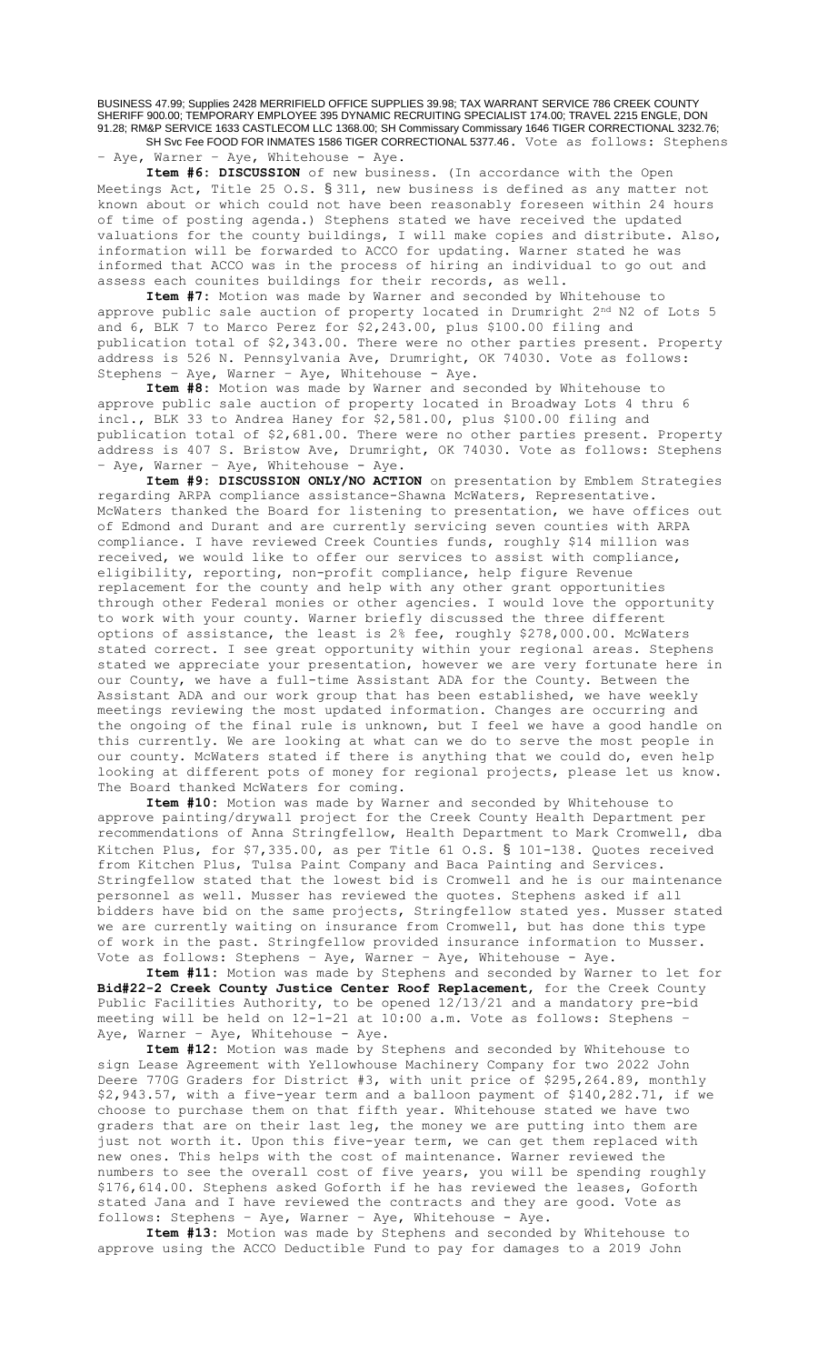BUSINESS 47.99; Supplies 2428 MERRIFIELD OFFICE SUPPLIES 39.98; TAX WARRANT SERVICE 786 CREEK COUNTY SHERIFF 900.00; TEMPORARY EMPLOYEE 395 DYNAMIC RECRUITING SPECIALIST 174.00; TRAVEL 2215 ENGLE, DON 91.28; RM&P SERVICE 1633 CASTLECOM LLC 1368.00; SH Commissary Commissary 1646 TIGER CORRECTIONAL 3232.76; SH Svc Fee FOOD FOR INMATES 1586 TIGER CORRECTIONAL 5377.46. Vote as follows: Stephens – Aye, Warner – Aye, Whitehouse - Aye.

**Item #6: DISCUSSION** of new business. (In accordance with the Open Meetings Act, Title 25 O.S. § 311, new business is defined as any matter not known about or which could not have been reasonably foreseen within 24 hours of time of posting agenda.) Stephens stated we have received the updated valuations for the county buildings, I will make copies and distribute. Also, information will be forwarded to ACCO for updating. Warner stated he was informed that ACCO was in the process of hiring an individual to go out and assess each counites buildings for their records, as well.

**Item #7:** Motion was made by Warner and seconded by Whitehouse to approve public sale auction of property located in Drumright 2nd N2 of Lots 5 and 6, BLK 7 to Marco Perez for $2,243.00, plus $100.00 filing and publication total of $2,343.00. There were no other parties present. Property address is 526 N. Pennsylvania Ave, Drumright, OK 74030. Vote as follows: Stephens – Aye, Warner – Aye, Whitehouse - Aye.

**Item #8:** Motion was made by Warner and seconded by Whitehouse to approve public sale auction of property located in Broadway Lots 4 thru 6 incl., BLK 33 to Andrea Haney for $2,581.00, plus $100.00 filing and publication total of $2,681.00. There were no other parties present. Property address is 407 S. Bristow Ave, Drumright, OK 74030. Vote as follows: Stephens – Aye, Warner – Aye, Whitehouse - Aye.

**Item #9: DISCUSSION ONLY/NO ACTION** on presentation by Emblem Strategies regarding ARPA compliance assistance-Shawna McWaters, Representative. McWaters thanked the Board for listening to presentation, we have offices out of Edmond and Durant and are currently servicing seven counties with ARPA compliance. I have reviewed Creek Counties funds, roughly $14 million was received, we would like to offer our services to assist with compliance, eligibility, reporting, non-profit compliance, help figure Revenue replacement for the county and help with any other grant opportunities through other Federal monies or other agencies. I would love the opportunity to work with your county. Warner briefly discussed the three different options of assistance, the least is 2% fee, roughly $278,000.00. McWaters stated correct. I see great opportunity within your regional areas. Stephens stated we appreciate your presentation, however we are very fortunate here in our County, we have a full-time Assistant ADA for the County. Between the Assistant ADA and our work group that has been established, we have weekly meetings reviewing the most updated information. Changes are occurring and the ongoing of the final rule is unknown, but I feel we have a good handle on this currently. We are looking at what can we do to serve the most people in our county. McWaters stated if there is anything that we could do, even help looking at different pots of money for regional projects, please let us know. The Board thanked McWaters for coming.

**Item #10:** Motion was made by Warner and seconded by Whitehouse to approve painting/drywall project for the Creek County Health Department per recommendations of Anna Stringfellow, Health Department to Mark Cromwell, dba Kitchen Plus, for $7,335.00, as per Title 61 O.S. § 101-138. Quotes received from Kitchen Plus, Tulsa Paint Company and Baca Painting and Services. Stringfellow stated that the lowest bid is Cromwell and he is our maintenance personnel as well. Musser has reviewed the quotes. Stephens asked if all bidders have bid on the same projects, Stringfellow stated yes. Musser stated we are currently waiting on insurance from Cromwell, but has done this type of work in the past. Stringfellow provided insurance information to Musser. Vote as follows: Stephens – Aye, Warner – Aye, Whitehouse - Aye.

**Item #11:** Motion was made by Stephens and seconded by Warner to let for **Bid#22-2 Creek County Justice Center Roof Replacement**, for the Creek County Public Facilities Authority, to be opened 12/13/21 and a mandatory pre-bid meeting will be held on 12-1-21 at 10:00 a.m. Vote as follows: Stephens – Aye, Warner – Aye, Whitehouse - Aye.

**Item #12:** Motion was made by Stephens and seconded by Whitehouse to sign Lease Agreement with Yellowhouse Machinery Company for two 2022 John Deere 770G Graders for District #3, with unit price of $295,264.89, monthly $2,943.57, with a five-year term and a balloon payment of $140,282.71, if we choose to purchase them on that fifth year. Whitehouse stated we have two graders that are on their last leg, the money we are putting into them are just not worth it. Upon this five-year term, we can get them replaced with new ones. This helps with the cost of maintenance. Warner reviewed the numbers to see the overall cost of five years, you will be spending roughly $176,614.00. Stephens asked Goforth if he has reviewed the leases, Goforth stated Jana and I have reviewed the contracts and they are good. Vote as follows: Stephens – Aye, Warner – Aye, Whitehouse - Aye.

**Item #13:** Motion was made by Stephens and seconded by Whitehouse to approve using the ACCO Deductible Fund to pay for damages to a 2019 John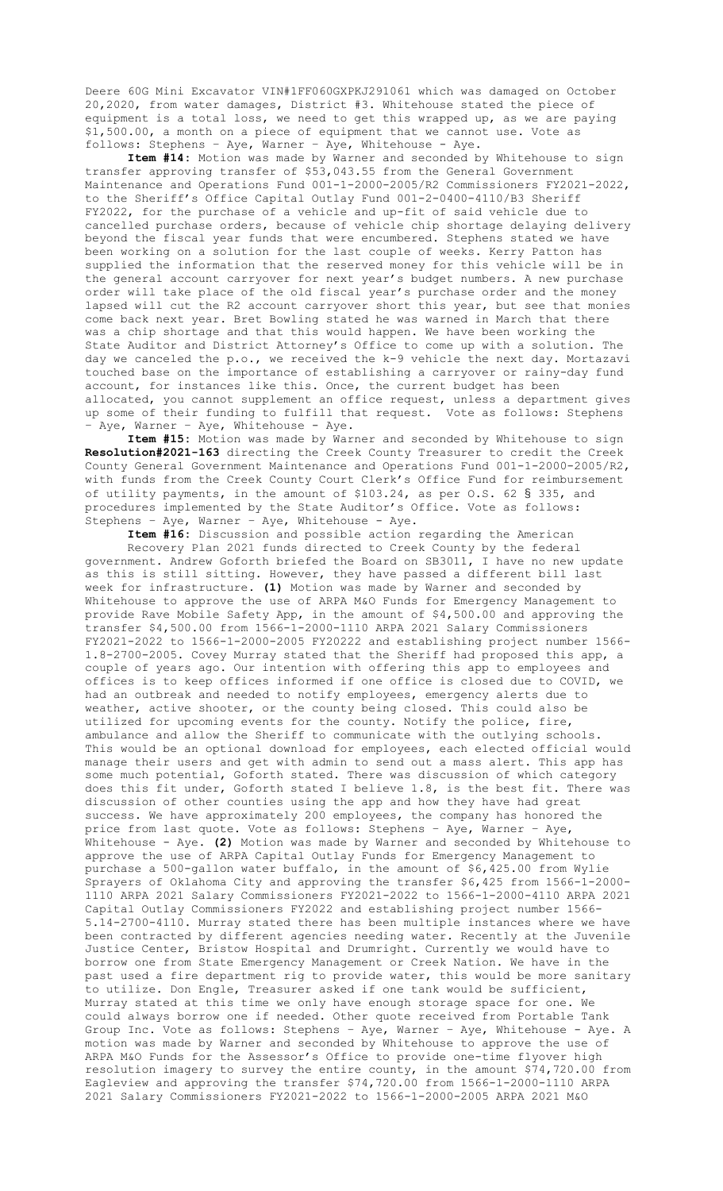Deere 60G Mini Excavator VIN#1FF060GXPKJ291061 which was damaged on October 20,2020, from water damages, District #3. Whitehouse stated the piece of equipment is a total loss, we need to get this wrapped up, as we are paying $1,500.00, a month on a piece of equipment that we cannot use. Vote as follows: Stephens – Aye, Warner – Aye, Whitehouse - Aye.

**Item #14:** Motion was made by Warner and seconded by Whitehouse to sign transfer approving transfer of $53,043.55 from the General Government Maintenance and Operations Fund 001-1-2000-2005/R2 Commissioners FY2021-2022, to the Sheriff's Office Capital Outlay Fund 001-2-0400-4110/B3 Sheriff FY2022, for the purchase of a vehicle and up-fit of said vehicle due to cancelled purchase orders, because of vehicle chip shortage delaying delivery beyond the fiscal year funds that were encumbered. Stephens stated we have been working on a solution for the last couple of weeks. Kerry Patton has supplied the information that the reserved money for this vehicle will be in the general account carryover for next year's budget numbers. A new purchase order will take place of the old fiscal year's purchase order and the money lapsed will cut the R2 account carryover short this year, but see that monies come back next year. Bret Bowling stated he was warned in March that there was a chip shortage and that this would happen. We have been working the State Auditor and District Attorney's Office to come up with a solution. The day we canceled the p.o., we received the k-9 vehicle the next day. Mortazavi touched base on the importance of establishing a carryover or rainy-day fund account, for instances like this. Once, the current budget has been allocated, you cannot supplement an office request, unless a department gives up some of their funding to fulfill that request. Vote as follows: Stephens – Aye, Warner – Aye, Whitehouse - Aye.

**Item #15:** Motion was made by Warner and seconded by Whitehouse to sign **Resolution#2021-163** directing the Creek County Treasurer to credit the Creek County General Government Maintenance and Operations Fund 001-1-2000-2005/R2, with funds from the Creek County Court Clerk's Office Fund for reimbursement of utility payments, in the amount of $103.24, as per O.S. 62 § 335, and procedures implemented by the State Auditor's Office. Vote as follows: Stephens – Aye, Warner – Aye, Whitehouse - Aye.

**Item #16:** Discussion and possible action regarding the American Recovery Plan 2021 funds directed to Creek County by the federal government. Andrew Goforth briefed the Board on SB3011, I have no new update as this is still sitting. However, they have passed a different bill last week for infrastructure. **(1)** Motion was made by Warner and seconded by Whitehouse to approve the use of ARPA M&O Funds for Emergency Management to provide Rave Mobile Safety App, in the amount of $4,500.00 and approving the transfer $4,500.00 from 1566-1-2000-1110 ARPA 2021 Salary Commissioners FY2021-2022 to 1566-1-2000-2005 FY20222 and establishing project number 1566-1.8-2700-2005. Covey Murray stated that the Sheriff had proposed this app, a couple of years ago. Our intention with offering this app to employees and offices is to keep offices informed if one office is closed due to COVID, we had an outbreak and needed to notify employees, emergency alerts due to weather, active shooter, or the county being closed. This could also be utilized for upcoming events for the county. Notify the police, fire, ambulance and allow the Sheriff to communicate with the outlying schools. This would be an optional download for employees, each elected official would manage their users and get with admin to send out a mass alert. This app has some much potential, Goforth stated. There was discussion of which category does this fit under, Goforth stated I believe 1.8, is the best fit. There was discussion of other counties using the app and how they have had great success. We have approximately 200 employees, the company has honored the price from last quote. Vote as follows: Stephens – Aye, Warner – Aye, Whitehouse - Aye. **(2)** Motion was made by Warner and seconded by Whitehouse to approve the use of ARPA Capital Outlay Funds for Emergency Management to purchase a 500-gallon water buffalo, in the amount of $6,425.00 from Wylie Sprayers of Oklahoma City and approving the transfer $6,425 from 1566-1-2000-1110 ARPA 2021 Salary Commissioners FY2021-2022 to 1566-1-2000-4110 ARPA 2021 Capital Outlay Commissioners FY2022 and establishing project number 1566-5.14-2700-4110. Murray stated there has been multiple instances where we have been contracted by different agencies needing water. Recently at the Juvenile Justice Center, Bristow Hospital and Drumright. Currently we would have to borrow one from State Emergency Management or Creek Nation. We have in the past used a fire department rig to provide water, this would be more sanitary to utilize. Don Engle, Treasurer asked if one tank would be sufficient, Murray stated at this time we only have enough storage space for one. We could always borrow one if needed. Other quote received from Portable Tank Group Inc. Vote as follows: Stephens – Aye, Warner – Aye, Whitehouse - Aye. A motion was made by Warner and seconded by Whitehouse to approve the use of ARPA M&O Funds for the Assessor's Office to provide one-time flyover high resolution imagery to survey the entire county, in the amount $74,720.00 from Eagleview and approving the transfer $74,720.00 from 1566-1-2000-1110 ARPA 2021 Salary Commissioners FY2021-2022 to 1566-1-2000-2005 ARPA 2021 M&O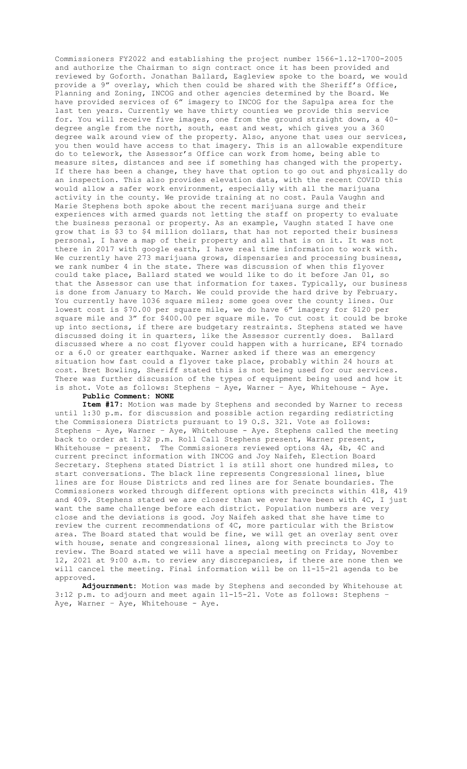Commissioners FY2022 and establishing the project number 1566-1.12-1700-2005 and authorize the Chairman to sign contract once it has been provided and reviewed by Goforth. Jonathan Ballard, Eagleview spoke to the board, we would provide a 9" overlay, which then could be shared with the Sheriff's Office, Planning and Zoning, INCOG and other agencies determined by the Board. We have provided services of 6" imagery to INCOG for the Sapulpa area for the last ten years. Currently we have thirty counties we provide this service for. You will receive five images, one from the ground straight down, a 40-degree angle from the north, south, east and west, which gives you a 360 degree walk around view of the property. Also, anyone that uses our services, you then would have access to that imagery. This is an allowable expenditure do to telework, the Assessor's Office can work from home, being able to measure sites, distances and see if something has changed with the property. If there has been a change, they have that option to go out and physically do an inspection. This also provides elevation data, with the recent COVID this would allow a safer work environment, especially with all the marijuana activity in the county. We provide training at no cost. Paula Vaughn and Marie Stephens both spoke about the recent marijuana surge and their experiences with armed guards not letting the staff on property to evaluate the business personal or property. As an example, Vaughn stated I have one grow that is $3 to $4 million dollars, that has not reported their business personal, I have a map of their property and all that is on it. It was not there in 2017 with google earth, I have real time information to work with. We currently have 273 marijuana grows, dispensaries and processing business, we rank number 4 in the state. There was discussion of when this flyover could take place, Ballard stated we would like to do it before Jan 01, so that the Assessor can use that information for taxes. Typically, our business is done from January to March. We could provide the hard drive by February. You currently have 1036 square miles; some goes over the county lines. Our lowest cost is $70.00 per square mile, we do have 6" imagery for $120 per square mile and 3" for $400.00 per square mile. To cut cost it could be broke up into sections, if there are budgetary restraints. Stephens stated we have discussed doing it in quarters, like the Assessor currently does. Ballard discussed where a no cost flyover could happen with a hurricane, EF4 tornado or a 6.0 or greater earthquake. Warner asked if there was an emergency situation how fast could a flyover take place, probably within 24 hours at cost. Bret Bowling, Sheriff stated this is not being used for our services. There was further discussion of the types of equipment being used and how it is shot. Vote as follows: Stephens – Aye, Warner – Aye, Whitehouse - Aye.

**Public Comment: NONE**

**Item #17:** Motion was made by Stephens and seconded by Warner to recess until 1:30 p.m. for discussion and possible action regarding redistricting the Commissioners Districts pursuant to 19 O.S. 321. Vote as follows: Stephens – Aye, Warner – Aye, Whitehouse - Aye. Stephens called the meeting back to order at 1:32 p.m. Roll Call Stephens present, Warner present, Whitehouse - present. The Commissioners reviewed options 4A, 4b, 4C and current precinct information with INCOG and Joy Naifeh, Election Board Secretary. Stephens stated District 1 is still short one hundred miles, to start conversations. The black line represents Congressional lines, blue lines are for House Districts and red lines are for Senate boundaries. The Commissioners worked through different options with precincts within 418, 419 and 409. Stephens stated we are closer than we ever have been with 4C, I just want the same challenge before each district. Population numbers are very close and the deviations is good. Joy Naifeh asked that she have time to review the current recommendations of 4C, more particular with the Bristow area. The Board stated that would be fine, we will get an overlay sent over with house, senate and congressional lines, along with precincts to Joy to review. The Board stated we will have a special meeting on Friday, November 12, 2021 at 9:00 a.m. to review any discrepancies, if there are none then we will cancel the meeting. Final information will be on 11-15-21 agenda to be approved.

**Adjournment:** Motion was made by Stephens and seconded by Whitehouse at 3:12 p.m. to adjourn and meet again 11-15-21. Vote as follows: Stephens – Aye, Warner – Aye, Whitehouse - Aye.